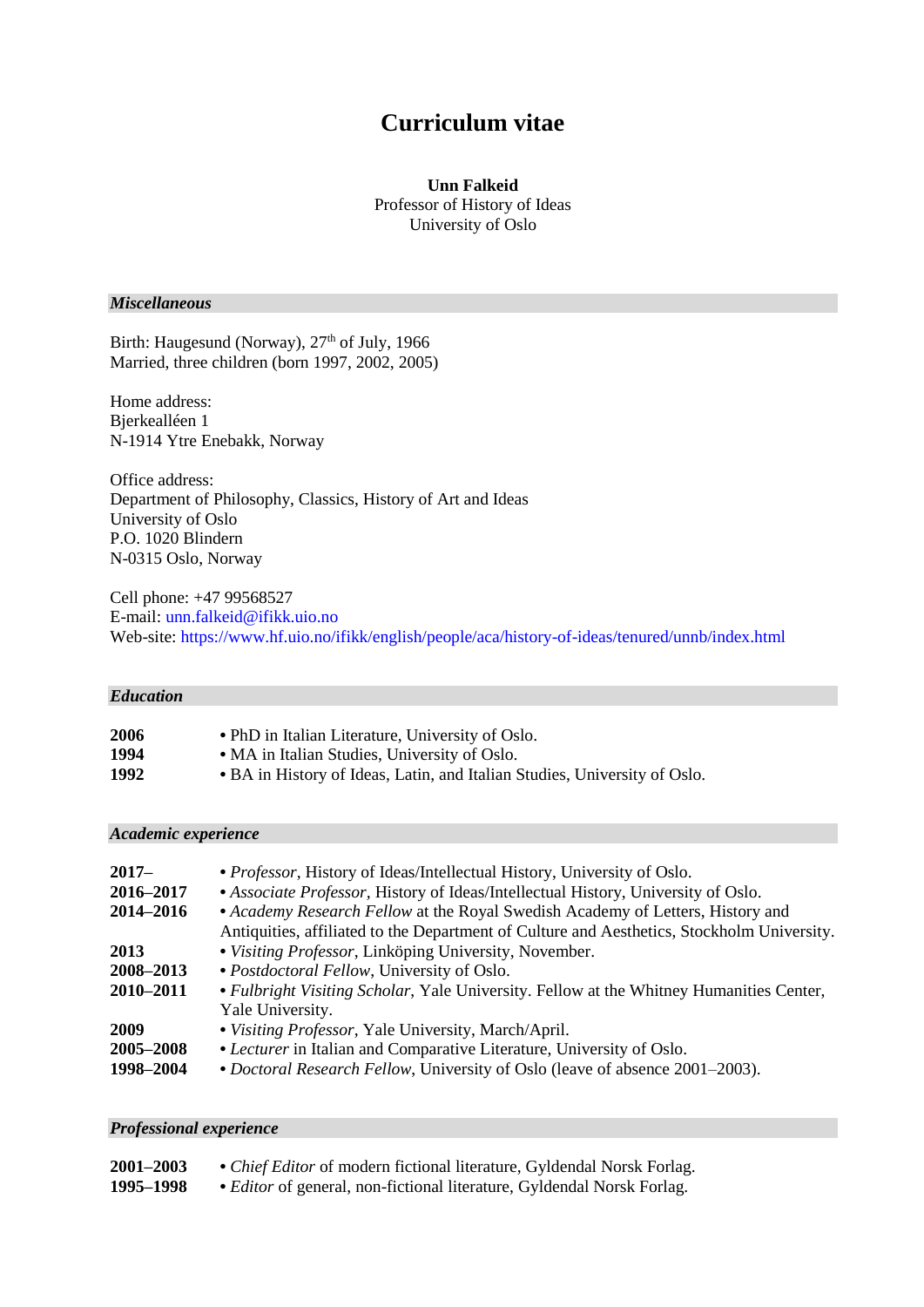# Curriculum vitae

**Unn Falkeid**
Professor of History of Ideas
University of Oslo

## *Miscellaneous*

Birth: Haugesund (Norway), 27th of July, 1966
Married, three children (born 1997, 2002, 2005)

Home address:
Bjerkealléen 1
N-1914 Ytre Enebakk, Norway

Office address:
Department of Philosophy, Classics, History of Art and Ideas
University of Oslo
P.O. 1020 Blindern
N-0315 Oslo, Norway

Cell phone: +47 99568527
E-mail: unn.falkeid@ifikk.uio.no
Web-site: https://www.hf.uio.no/ifikk/english/people/aca/history-of-ideas/tenured/unnb/index.html

## *Education*

**2006** • PhD in Italian Literature, University of Oslo.
**1994** • MA in Italian Studies, University of Oslo.
**1992** • BA in History of Ideas, Latin, and Italian Studies, University of Oslo.

## *Academic experience*

**2017–** • *Professor*, History of Ideas/Intellectual History, University of Oslo.
**2016–2017** • *Associate Professor*, History of Ideas/Intellectual History, University of Oslo.
**2014–2016** • *Academy Research Fellow* at the Royal Swedish Academy of Letters, History and Antiquities, affiliated to the Department of Culture and Aesthetics, Stockholm University.
**2013** • *Visiting Professor*, Linköping University, November.
**2008–2013** • *Postdoctoral Fellow*, University of Oslo.
**2010–2011** • *Fulbright Visiting Scholar*, Yale University. Fellow at the Whitney Humanities Center, Yale University.
**2009** • *Visiting Professor*, Yale University, March/April.
**2005–2008** • *Lecturer* in Italian and Comparative Literature, University of Oslo.
**1998–2004** • *Doctoral Research Fellow*, University of Oslo (leave of absence 2001–2003).

## *Professional experience*

**2001–2003** • *Chief Editor* of modern fictional literature, Gyldendal Norsk Forlag.
**1995–1998** • *Editor* of general, non-fictional literature, Gyldendal Norsk Forlag.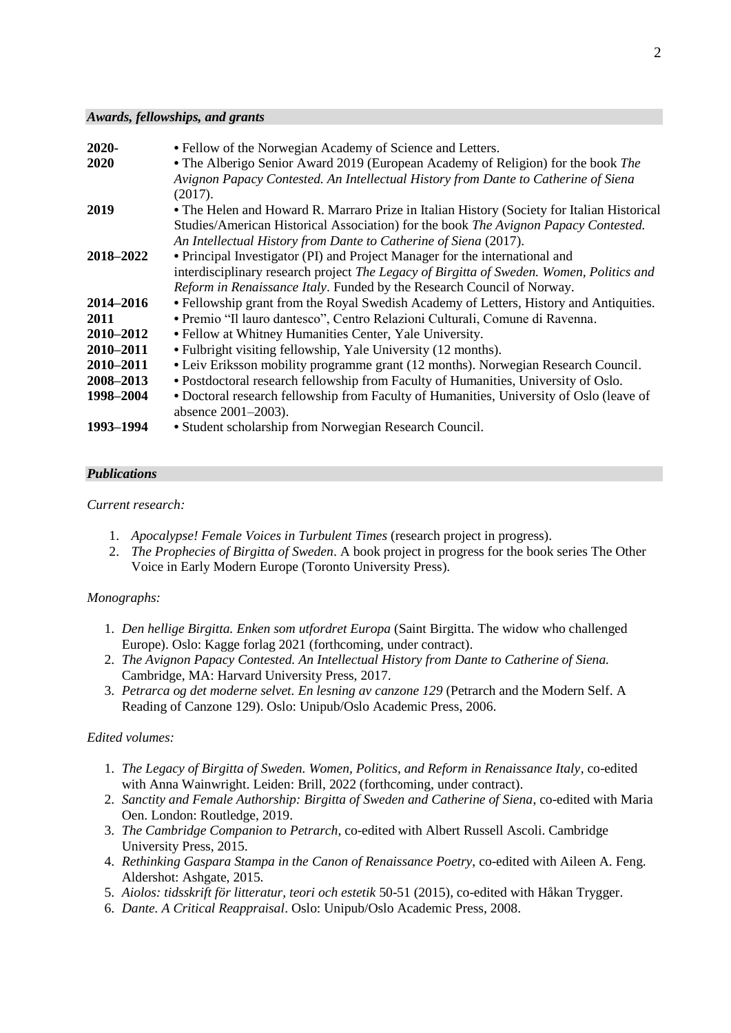## *Awards, fellowships, and grants*

**2020-** • Fellow of the Norwegian Academy of Science and Letters.

**2020** • The Alberigo Senior Award 2019 (European Academy of Religion) for the book *The Avignon Papacy Contested. An Intellectual History from Dante to Catherine of Siena* (2017).

**2019** • The Helen and Howard R. Marraro Prize in Italian History (Society for Italian Historical Studies/American Historical Association) for the book *The Avignon Papacy Contested. An Intellectual History from Dante to Catherine of Siena* (2017).

**2018–2022** • Principal Investigator (PI) and Project Manager for the international and interdisciplinary research project *The Legacy of Birgitta of Sweden. Women, Politics and Reform in Renaissance Italy*. Funded by the Research Council of Norway.

**2014–2016** • Fellowship grant from the Royal Swedish Academy of Letters, History and Antiquities.

**2011** • Premio "Il lauro dantesco", Centro Relazioni Culturali, Comune di Ravenna.

**2010–2012** • Fellow at Whitney Humanities Center, Yale University.

**2010–2011** • Fulbright visiting fellowship, Yale University (12 months).

**2010–2011** • Leiv Eriksson mobility programme grant (12 months). Norwegian Research Council.

**2008–2013** • Postdoctoral research fellowship from Faculty of Humanities, University of Oslo.

**1998–2004** • Doctoral research fellowship from Faculty of Humanities, University of Oslo (leave of absence 2001–2003).

**1993–1994** • Student scholarship from Norwegian Research Council.

## *Publications*

*Current research:*

1. *Apocalypse! Female Voices in Turbulent Times* (research project in progress).
2. *The Prophecies of Birgitta of Sweden*. A book project in progress for the book series The Other Voice in Early Modern Europe (Toronto University Press).

*Monographs:*

1. *Den hellige Birgitta. Enken som utfordret Europa* (Saint Birgitta. The widow who challenged Europe). Oslo: Kagge forlag 2021 (forthcoming, under contract).
2. *The Avignon Papacy Contested. An Intellectual History from Dante to Catherine of Siena.* Cambridge, MA: Harvard University Press, 2017.
3. *Petrarca og det moderne selvet. En lesning av canzone 129* (Petrarch and the Modern Self. A Reading of Canzone 129). Oslo: Unipub/Oslo Academic Press, 2006.

*Edited volumes:*

1. *The Legacy of Birgitta of Sweden. Women, Politics, and Reform in Renaissance Italy*, co-edited with Anna Wainwright. Leiden: Brill, 2022 (forthcoming, under contract).
2. *Sanctity and Female Authorship: Birgitta of Sweden and Catherine of Siena*, co-edited with Maria Oen. London: Routledge, 2019.
3. *The Cambridge Companion to Petrarch*, co-edited with Albert Russell Ascoli. Cambridge University Press, 2015.
4. *Rethinking Gaspara Stampa in the Canon of Renaissance Poetry*, co-edited with Aileen A. Feng. Aldershot: Ashgate, 2015.
5. *Aiolos: tidsskrift för litteratur, teori och estetik* 50-51 (2015), co-edited with Håkan Trygger.
6. *Dante. A Critical Reappraisal*. Oslo: Unipub/Oslo Academic Press, 2008.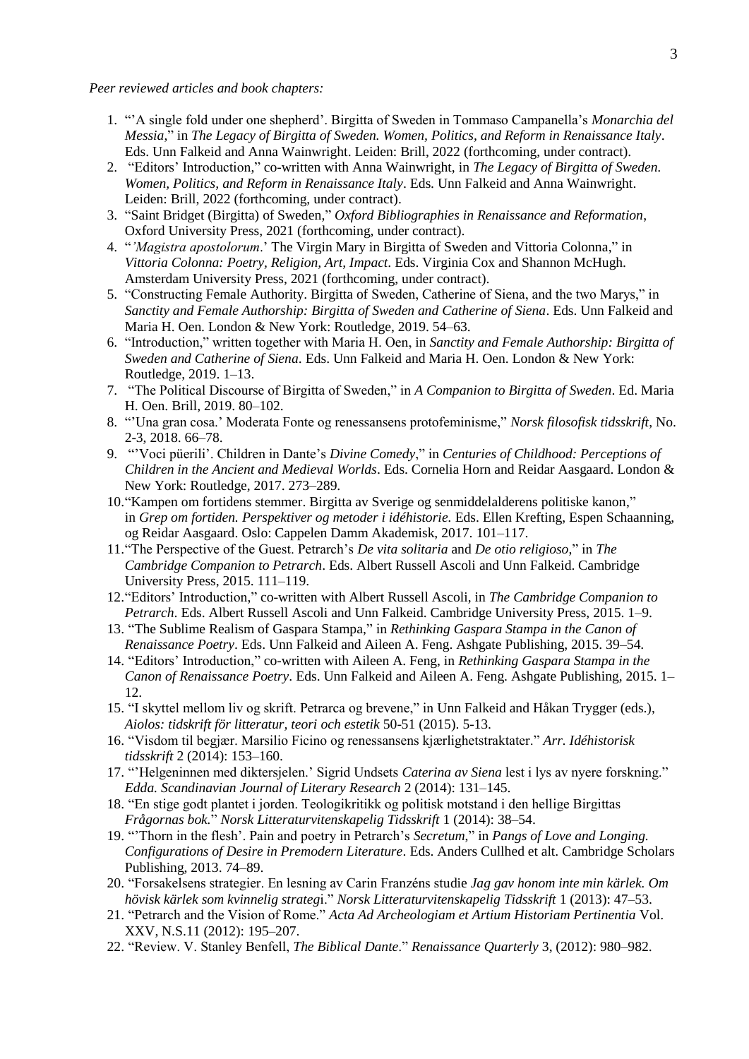*Peer reviewed articles and book chapters:*

1. "'A single fold under one shepherd'. Birgitta of Sweden in Tommaso Campanella's *Monarchia del Messia*," in *The Legacy of Birgitta of Sweden. Women, Politics, and Reform in Renaissance Italy*. Eds. Unn Falkeid and Anna Wainwright. Leiden: Brill, 2022 (forthcoming, under contract).
2. "Editors' Introduction," co-written with Anna Wainwright, in *The Legacy of Birgitta of Sweden. Women, Politics, and Reform in Renaissance Italy*. Eds. Unn Falkeid and Anna Wainwright. Leiden: Brill, 2022 (forthcoming, under contract).
3. "Saint Bridget (Birgitta) of Sweden," *Oxford Bibliographies in Renaissance and Reformation*, Oxford University Press, 2021 (forthcoming, under contract).
4. "*'Magistra apostolorum*.' The Virgin Mary in Birgitta of Sweden and Vittoria Colonna," in *Vittoria Colonna: Poetry, Religion, Art, Impact*. Eds. Virginia Cox and Shannon McHugh. Amsterdam University Press, 2021 (forthcoming, under contract).
5. "Constructing Female Authority. Birgitta of Sweden, Catherine of Siena, and the two Marys," in *Sanctity and Female Authorship: Birgitta of Sweden and Catherine of Siena*. Eds. Unn Falkeid and Maria H. Oen. London & New York: Routledge, 2019. 54–63.
6. "Introduction," written together with Maria H. Oen, in *Sanctity and Female Authorship: Birgitta of Sweden and Catherine of Siena*. Eds. Unn Falkeid and Maria H. Oen. London & New York: Routledge, 2019. 1–13.
7. "The Political Discourse of Birgitta of Sweden," in *A Companion to Birgitta of Sweden*. Ed. Maria H. Oen. Brill, 2019. 80–102.
8. "'Una gran cosa.' Moderata Fonte og renessansens protofeminisme," *Norsk filosofisk tidsskrift*, No. 2-3, 2018. 66–78.
9. "'Voci püerili'. Children in Dante's *Divine Comedy*," in *Centuries of Childhood: Perceptions of Children in the Ancient and Medieval Worlds*. Eds. Cornelia Horn and Reidar Aasgaard. London & New York: Routledge, 2017. 273–289.
10. "Kampen om fortidens stemmer. Birgitta av Sverige og senmiddelalderens politiske kanon," in *Grep om fortiden. Perspektiver og metoder i idéhistorie.* Eds. Ellen Krefting, Espen Schaanning, og Reidar Aasgaard. Oslo: Cappelen Damm Akademisk, 2017. 101–117.
11. "The Perspective of the Guest. Petrarch's *De vita solitaria* and *De otio religioso*," in *The Cambridge Companion to Petrarch*. Eds. Albert Russell Ascoli and Unn Falkeid. Cambridge University Press, 2015. 111–119.
12. "Editors' Introduction," co-written with Albert Russell Ascoli, in *The Cambridge Companion to Petrarch*. Eds. Albert Russell Ascoli and Unn Falkeid. Cambridge University Press, 2015. 1–9.
13. "The Sublime Realism of Gaspara Stampa," in *Rethinking Gaspara Stampa in the Canon of Renaissance Poetry*. Eds. Unn Falkeid and Aileen A. Feng. Ashgate Publishing, 2015. 39–54.
14. "Editors' Introduction," co-written with Aileen A. Feng, in *Rethinking Gaspara Stampa in the Canon of Renaissance Poetry*. Eds. Unn Falkeid and Aileen A. Feng. Ashgate Publishing, 2015. 1–12.
15. "I skyttel mellom liv og skrift. Petrarca og brevene," in Unn Falkeid and Håkan Trygger (eds.), *Aiolos: tidskrift för litteratur, teori och estetik* 50-51 (2015). 5-13.
16. "Visdom til begjær. Marsilio Ficino og renessansens kjærlighetstraktater." *Arr. Idéhistorisk tidsskrift* 2 (2014): 153–160.
17. "'Helgeninnen med diktersjelen.' Sigrid Undsets *Caterina av Siena* lest i lys av nyere forskning." *Edda. Scandinavian Journal of Literary Research* 2 (2014): 131–145.
18. "En stige godt plantet i jorden. Teologikritikk og politisk motstand i den hellige Birgittas *Frågornas bok.*" *Norsk Litteraturvitenskapelig Tidsskrift* 1 (2014): 38–54.
19. "'Thorn in the flesh'. Pain and poetry in Petrarch's *Secretum*," in *Pangs of Love and Longing. Configurations of Desire in Premodern Literature*. Eds. Anders Cullhed et alt. Cambridge Scholars Publishing, 2013. 74–89.
20. "Forsakelsens strategier. En lesning av Carin Franzéns studie *Jag gav honom inte min kärlek. Om hövisk kärlek som kvinnelig strategi*." *Norsk Litteraturvitenskapelig Tidsskrift* 1 (2013): 47–53.
21. "Petrarch and the Vision of Rome." *Acta Ad Archeologiam et Artium Historiam Pertinentia* Vol. XXV, N.S.11 (2012): 195–207.
22. "Review. V. Stanley Benfell, *The Biblical Dante*." *Renaissance Quarterly* 3, (2012): 980–982.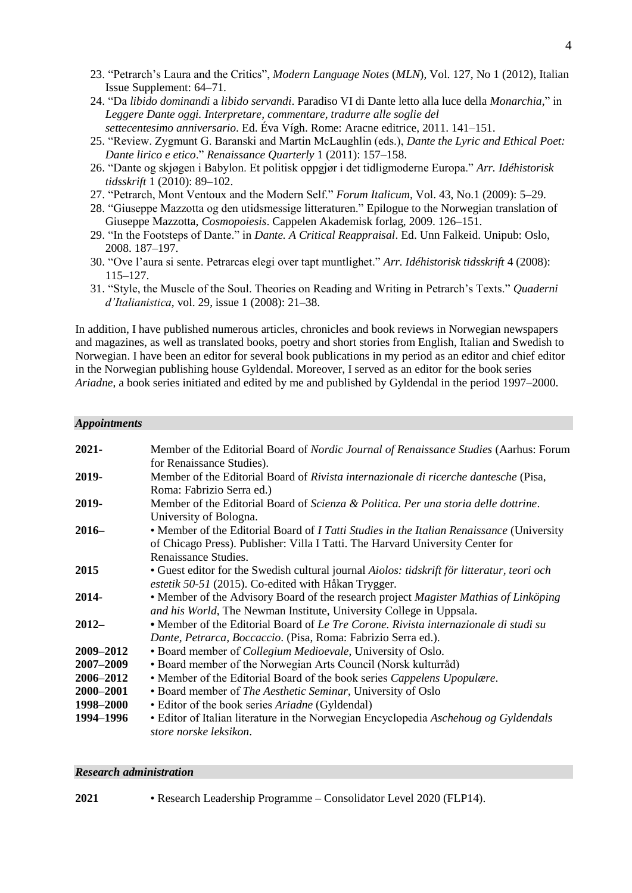23. "Petrarch's Laura and the Critics", *Modern Language Notes* (*MLN*), Vol. 127, No 1 (2012), Italian Issue Supplement: 64–71.
24. "Da *libido dominandi* a *libido servandi*. Paradiso VI di Dante letto alla luce della *Monarchia*," in *Leggere Dante oggi. Interpretare, commentare, tradurre alle soglie del settecentesimo anniversario*. Ed. Éva Vígh. Rome: Aracne editrice, 2011. 141–151.
25. "Review. Zygmunt G. Baranski and Martin McLaughlin (eds.), *Dante the Lyric and Ethical Poet: Dante lirico e etico*." *Renaissance Quarterly* 1 (2011): 157–158.
26. "Dante og skjøgen i Babylon. Et politisk oppgjør i det tidligmoderne Europa." *Arr. Idéhistorisk tidsskrift* 1 (2010): 89–102.
27. "Petrarch, Mont Ventoux and the Modern Self." *Forum Italicum*, Vol. 43, No.1 (2009): 5–29.
28. "Giuseppe Mazzotta og den utidsmessige litteraturen." Epilogue to the Norwegian translation of Giuseppe Mazzotta, *Cosmopoiesis*. Cappelen Akademisk forlag, 2009. 126–151.
29. "In the Footsteps of Dante." in *Dante. A Critical Reappraisal*. Ed. Unn Falkeid. Unipub: Oslo, 2008. 187–197.
30. "Ove l'aura si sente. Petrarcas elegi over tapt muntlighet." *Arr. Idéhistorisk tidsskrift* 4 (2008): 115–127.
31. "Style, the Muscle of the Soul. Theories on Reading and Writing in Petrarch's Texts." *Quaderni d'Italianistica*, vol. 29, issue 1 (2008): 21–38.

In addition, I have published numerous articles, chronicles and book reviews in Norwegian newspapers and magazines, as well as translated books, poetry and short stories from English, Italian and Swedish to Norwegian. I have been an editor for several book publications in my period as an editor and chief editor in the Norwegian publishing house Gyldendal. Moreover, I served as an editor for the book series *Ariadne*, a book series initiated and edited by me and published by Gyldendal in the period 1997–2000.

### *Appointments*

| | |
|---|---|
| **2021-** | Member of the Editorial Board of *Nordic Journal of Renaissance Studies* (Aarhus: Forum for Renaissance Studies). |
| **2019-** | Member of the Editorial Board of *Rivista internazionale di ricerche dantesche* (Pisa, Roma: Fabrizio Serra ed.) |
| **2019-** | Member of the Editorial Board of *Scienza & Politica. Per una storia delle dottrine*. University of Bologna. |
| **2016–** | • Member of the Editorial Board of *I Tatti Studies in the Italian Renaissance* (University of Chicago Press). Publisher: Villa I Tatti. The Harvard University Center for Renaissance Studies. |
| **2015** | • Guest editor for the Swedish cultural journal *Aiolos: tidskrift för litteratur, teori och estetik 50-51* (2015). Co-edited with Håkan Trygger. |
| **2014-** | • Member of the Advisory Board of the research project *Magister Mathias of Linköping and his World*, The Newman Institute, University College in Uppsala. |
| **2012–** | • Member of the Editorial Board of *Le Tre Corone. Rivista internazionale di studi su Dante, Petrarca, Boccaccio*. (Pisa, Roma: Fabrizio Serra ed.). |
| **2009–2012** | • Board member of *Collegium Medioevale*, University of Oslo. |
| **2007–2009** | • Board member of the Norwegian Arts Council (Norsk kulturråd) |
| **2006–2012** | • Member of the Editorial Board of the book series *Cappelens Upopulære*. |
| **2000–2001** | • Board member of *The Aesthetic Seminar*, University of Oslo |
| **1998–2000** | • Editor of the book series *Ariadne* (Gyldendal) |
| **1994–1996** | • Editor of Italian literature in the Norwegian Encyclopedia *Aschehoug og Gyldendals store norske leksikon*. |

### *Research administration*

| | |
|---|---|
| **2021** | • Research Leadership Programme – Consolidator Level 2020 (FLP14). |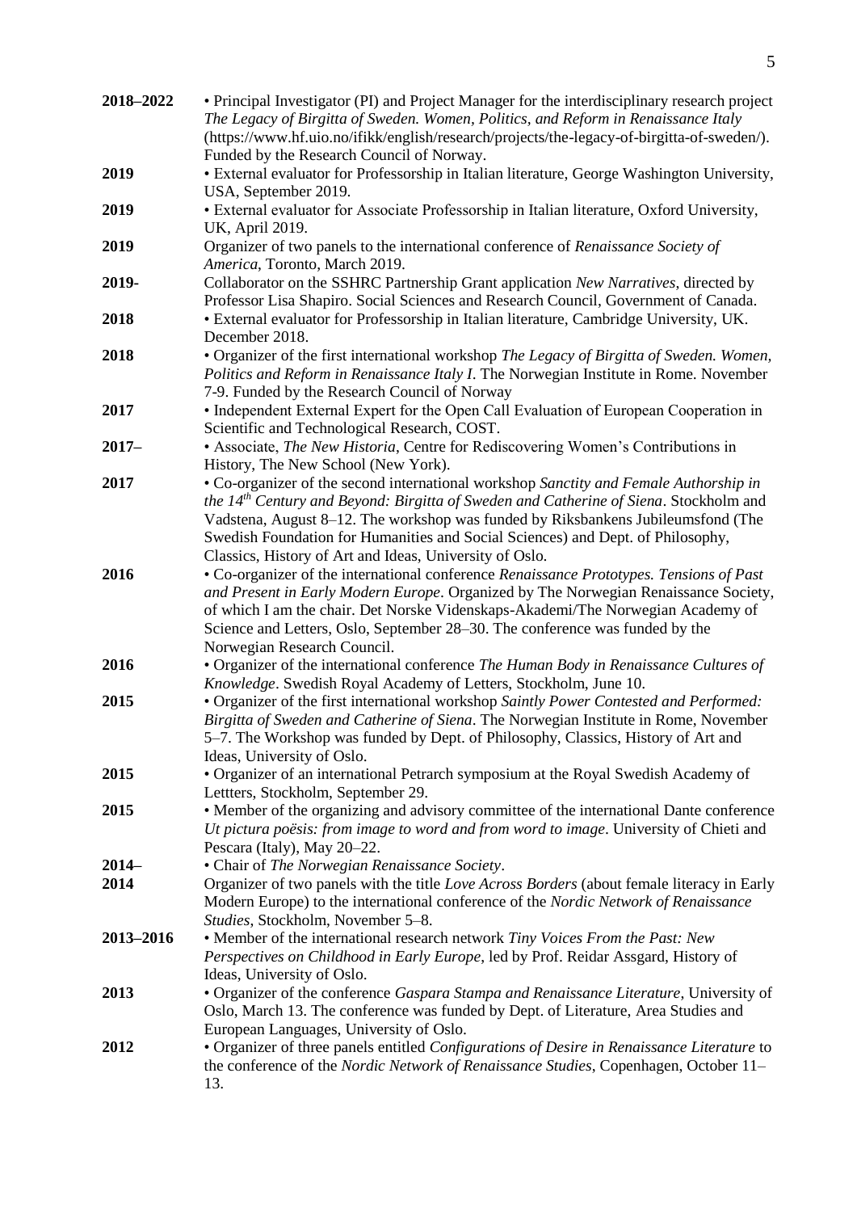**2018–2022** • Principal Investigator (PI) and Project Manager for the interdisciplinary research project *The Legacy of Birgitta of Sweden. Women, Politics, and Reform in Renaissance Italy* (https://www.hf.uio.no/ifikk/english/research/projects/the-legacy-of-birgitta-of-sweden/). Funded by the Research Council of Norway.

**2019** • External evaluator for Professorship in Italian literature, George Washington University, USA, September 2019.

**2019** • External evaluator for Associate Professorship in Italian literature, Oxford University, UK, April 2019.

**2019** Organizer of two panels to the international conference of *Renaissance Society of America*, Toronto, March 2019.

**2019-** Collaborator on the SSHRC Partnership Grant application *New Narratives*, directed by Professor Lisa Shapiro. Social Sciences and Research Council, Government of Canada.

**2018** • External evaluator for Professorship in Italian literature, Cambridge University, UK. December 2018.

**2018** • Organizer of the first international workshop *The Legacy of Birgitta of Sweden. Women, Politics and Reform in Renaissance Italy I*. The Norwegian Institute in Rome. November 7-9. Funded by the Research Council of Norway

**2017** • Independent External Expert for the Open Call Evaluation of European Cooperation in Scientific and Technological Research, COST.

**2017–** • Associate, *The New Historia*, Centre for Rediscovering Women's Contributions in History, The New School (New York).

**2017** • Co-organizer of the second international workshop *Sanctity and Female Authorship in the 14th Century and Beyond: Birgitta of Sweden and Catherine of Siena*. Stockholm and Vadstena, August 8–12. The workshop was funded by Riksbankens Jubileumsfond (The Swedish Foundation for Humanities and Social Sciences) and Dept. of Philosophy, Classics, History of Art and Ideas, University of Oslo.

**2016** • Co-organizer of the international conference *Renaissance Prototypes. Tensions of Past and Present in Early Modern Europe*. Organized by The Norwegian Renaissance Society, of which I am the chair. Det Norske Videnskaps-Akademi/The Norwegian Academy of Science and Letters, Oslo, September 28–30. The conference was funded by the Norwegian Research Council.

**2016** • Organizer of the international conference *The Human Body in Renaissance Cultures of Knowledge*. Swedish Royal Academy of Letters, Stockholm, June 10.

**2015** • Organizer of the first international workshop *Saintly Power Contested and Performed: Birgitta of Sweden and Catherine of Siena*. The Norwegian Institute in Rome, November 5–7. The Workshop was funded by Dept. of Philosophy, Classics, History of Art and Ideas, University of Oslo.

**2015** • Organizer of an international Petrarch symposium at the Royal Swedish Academy of Lettters, Stockholm, September 29.

**2015** • Member of the organizing and advisory committee of the international Dante conference *Ut pictura poësis: from image to word and from word to image*. University of Chieti and Pescara (Italy), May 20–22.

**2014–** • Chair of *The Norwegian Renaissance Society*.

**2014** Organizer of two panels with the title *Love Across Borders* (about female literacy in Early Modern Europe) to the international conference of the *Nordic Network of Renaissance Studies*, Stockholm, November 5–8.

**2013–2016** • Member of the international research network *Tiny Voices From the Past: New Perspectives on Childhood in Early Europe*, led by Prof. Reidar Assgard, History of Ideas, University of Oslo.

**2013** • Organizer of the conference *Gaspara Stampa and Renaissance Literature*, University of Oslo, March 13. The conference was funded by Dept. of Literature, Area Studies and European Languages, University of Oslo.

**2012** • Organizer of three panels entitled *Configurations of Desire in Renaissance Literature* to the conference of the *Nordic Network of Renaissance Studies*, Copenhagen, October 11–13.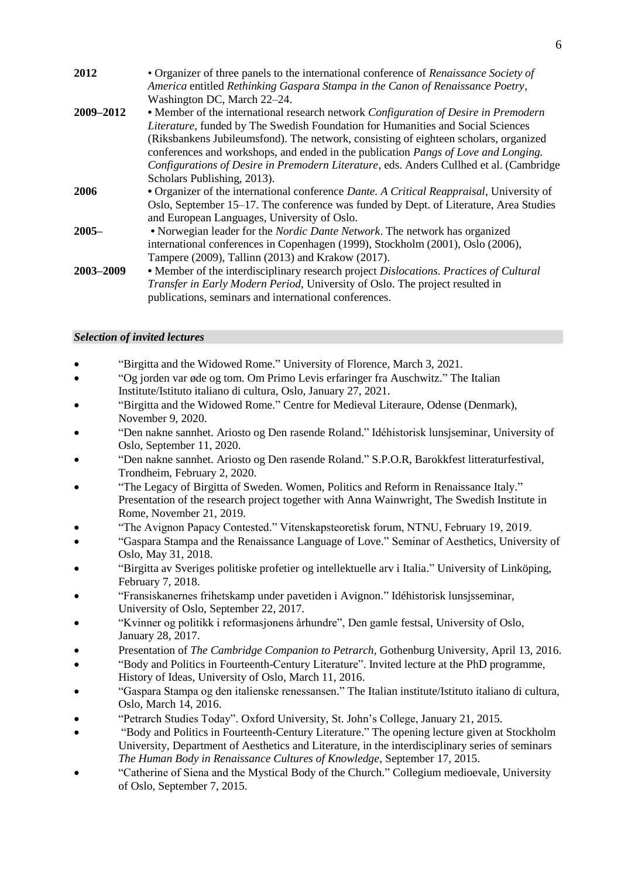| | |
|---|---|
| **2012** | • Organizer of three panels to the international conference of *Renaissance Society of America* entitled *Rethinking Gaspara Stampa in the Canon of Renaissance Poetry*, Washington DC, March 22–24. |
| **2009–2012** | • Member of the international research network *Configuration of Desire in Premodern Literature*, funded by The Swedish Foundation for Humanities and Social Sciences (Riksbankens Jubileumsfond). The network, consisting of eighteen scholars, organized conferences and workshops, and ended in the publication *Pangs of Love and Longing. Configurations of Desire in Premodern Literature*, eds. Anders Cullhed et al. (Cambridge Scholars Publishing, 2013). |
| **2006** | • Organizer of the international conference *Dante. A Critical Reappraisal*, University of Oslo, September 15–17. The conference was funded by Dept. of Literature, Area Studies and European Languages, University of Oslo. |
| **2005–** | • Norwegian leader for the *Nordic Dante Network*. The network has organized international conferences in Copenhagen (1999), Stockholm (2001), Oslo (2006), Tampere (2009), Tallinn (2013) and Krakow (2017). |
| **2003–2009** | • Member of the interdisciplinary research project *Dislocations. Practices of Cultural Transfer in Early Modern Period*, University of Oslo. The project resulted in publications, seminars and international conferences. |

### *Selection of invited lectures*

- "Birgitta and the Widowed Rome." University of Florence, March 3, 2021.
- "Og jorden var øde og tom. Om Primo Levis erfaringer fra Auschwitz." The Italian Institute/Istituto italiano di cultura, Oslo, January 27, 2021.
- "Birgitta and the Widowed Rome." Centre for Medieval Literaure, Odense (Denmark), November 9, 2020.
- "Den nakne sannhet. Ariosto og Den rasende Roland." Idéhistorisk lunsjseminar, University of Oslo, September 11, 2020.
- "Den nakne sannhet. Ariosto og Den rasende Roland." S.P.O.R, Barokkfest litteraturfestival, Trondheim, February 2, 2020.
- "The Legacy of Birgitta of Sweden. Women, Politics and Reform in Renaissance Italy." Presentation of the research project together with Anna Wainwright, The Swedish Institute in Rome, November 21, 2019.
- "The Avignon Papacy Contested." Vitenskapsteoretisk forum, NTNU, February 19, 2019.
- "Gaspara Stampa and the Renaissance Language of Love." Seminar of Aesthetics, University of Oslo, May 31, 2018.
- "Birgitta av Sveriges politiske profetier og intellektuelle arv i Italia." University of Linköping, February 7, 2018.
- "Fransiskanernes frihetskamp under pavetiden i Avignon." Idéhistorisk lunsjsseminar, University of Oslo, September 22, 2017.
- "Kvinner og politikk i reformasjonens århundre", Den gamle festsal, University of Oslo, January 28, 2017.
- Presentation of *The Cambridge Companion to Petrarch*, Gothenburg University, April 13, 2016.
- "Body and Politics in Fourteenth-Century Literature". Invited lecture at the PhD programme, History of Ideas, University of Oslo, March 11, 2016.
- "Gaspara Stampa og den italienske renessansen." The Italian institute/Istituto italiano di cultura, Oslo, March 14, 2016.
- "Petrarch Studies Today". Oxford University, St. John's College, January 21, 2015.
- "Body and Politics in Fourteenth-Century Literature." The opening lecture given at Stockholm University, Department of Aesthetics and Literature, in the interdisciplinary series of seminars *The Human Body in Renaissance Cultures of Knowledge*, September 17, 2015.
- "Catherine of Siena and the Mystical Body of the Church." Collegium medioevale, University of Oslo, September 7, 2015.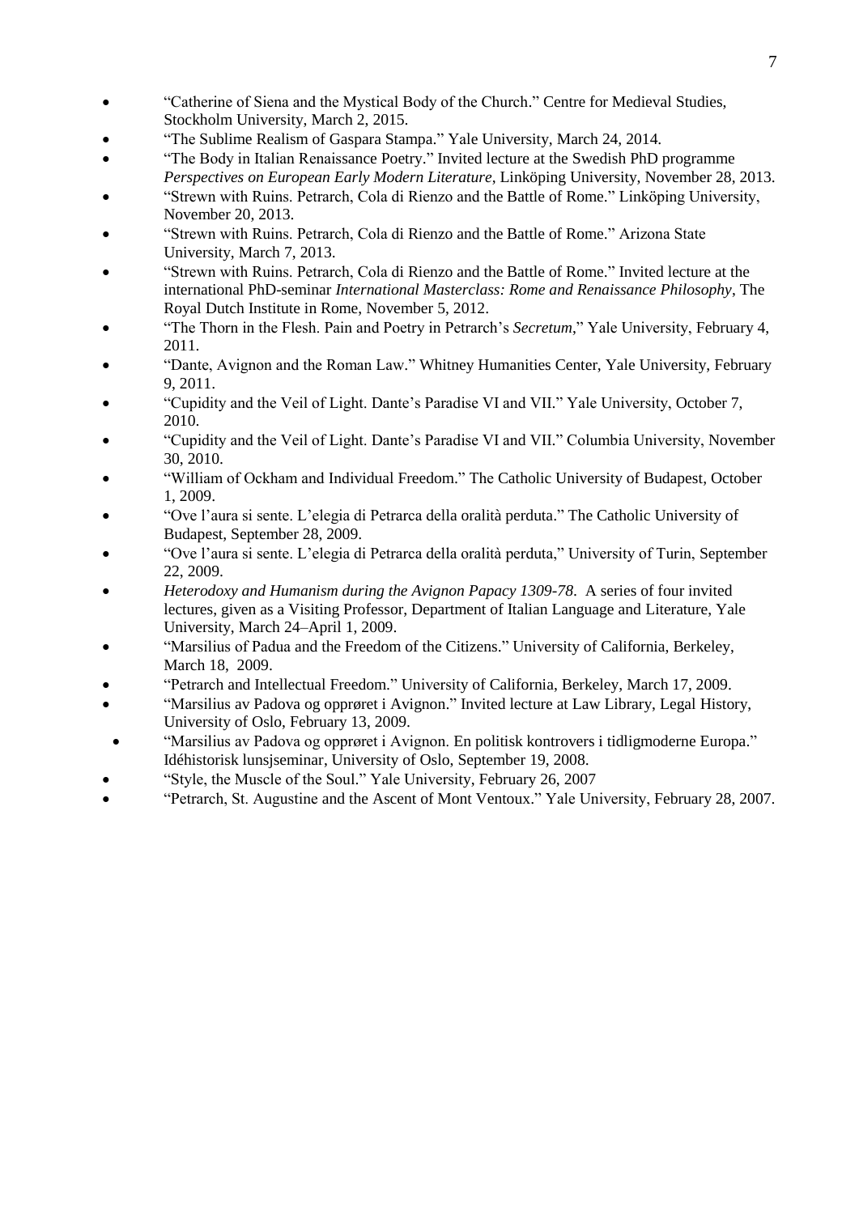- "Catherine of Siena and the Mystical Body of the Church." Centre for Medieval Studies, Stockholm University, March 2, 2015.
- "The Sublime Realism of Gaspara Stampa." Yale University, March 24, 2014.
- "The Body in Italian Renaissance Poetry." Invited lecture at the Swedish PhD programme *Perspectives on European Early Modern Literature*, Linköping University, November 28, 2013.
- "Strewn with Ruins. Petrarch, Cola di Rienzo and the Battle of Rome." Linköping University, November 20, 2013.
- "Strewn with Ruins. Petrarch, Cola di Rienzo and the Battle of Rome." Arizona State University, March 7, 2013.
- "Strewn with Ruins. Petrarch, Cola di Rienzo and the Battle of Rome." Invited lecture at the international PhD-seminar *International Masterclass: Rome and Renaissance Philosophy*, The Royal Dutch Institute in Rome, November 5, 2012.
- "The Thorn in the Flesh. Pain and Poetry in Petrarch's *Secretum*," Yale University, February 4, 2011.
- "Dante, Avignon and the Roman Law." Whitney Humanities Center, Yale University, February 9, 2011.
- "Cupidity and the Veil of Light. Dante's Paradise VI and VII." Yale University, October 7, 2010.
- "Cupidity and the Veil of Light. Dante's Paradise VI and VII." Columbia University, November 30, 2010.
- "William of Ockham and Individual Freedom." The Catholic University of Budapest, October 1, 2009.
- "Ove l'aura si sente. L'elegia di Petrarca della oralità perduta." The Catholic University of Budapest, September 28, 2009.
- "Ove l'aura si sente. L'elegia di Petrarca della oralità perduta," University of Turin, September 22, 2009.
- *Heterodoxy and Humanism during the Avignon Papacy 1309-78*. A series of four invited lectures, given as a Visiting Professor, Department of Italian Language and Literature, Yale University, March 24–April 1, 2009.
- "Marsilius of Padua and the Freedom of the Citizens." University of California, Berkeley, March 18, 2009.
- "Petrarch and Intellectual Freedom." University of California, Berkeley, March 17, 2009.
- "Marsilius av Padova og opprøret i Avignon." Invited lecture at Law Library, Legal History, University of Oslo, February 13, 2009.
- "Marsilius av Padova og opprøret i Avignon. En politisk kontrovers i tidligmoderne Europa." Idéhistorisk lunsjseminar, University of Oslo, September 19, 2008.
- "Style, the Muscle of the Soul." Yale University, February 26, 2007
- "Petrarch, St. Augustine and the Ascent of Mont Ventoux." Yale University, February 28, 2007.